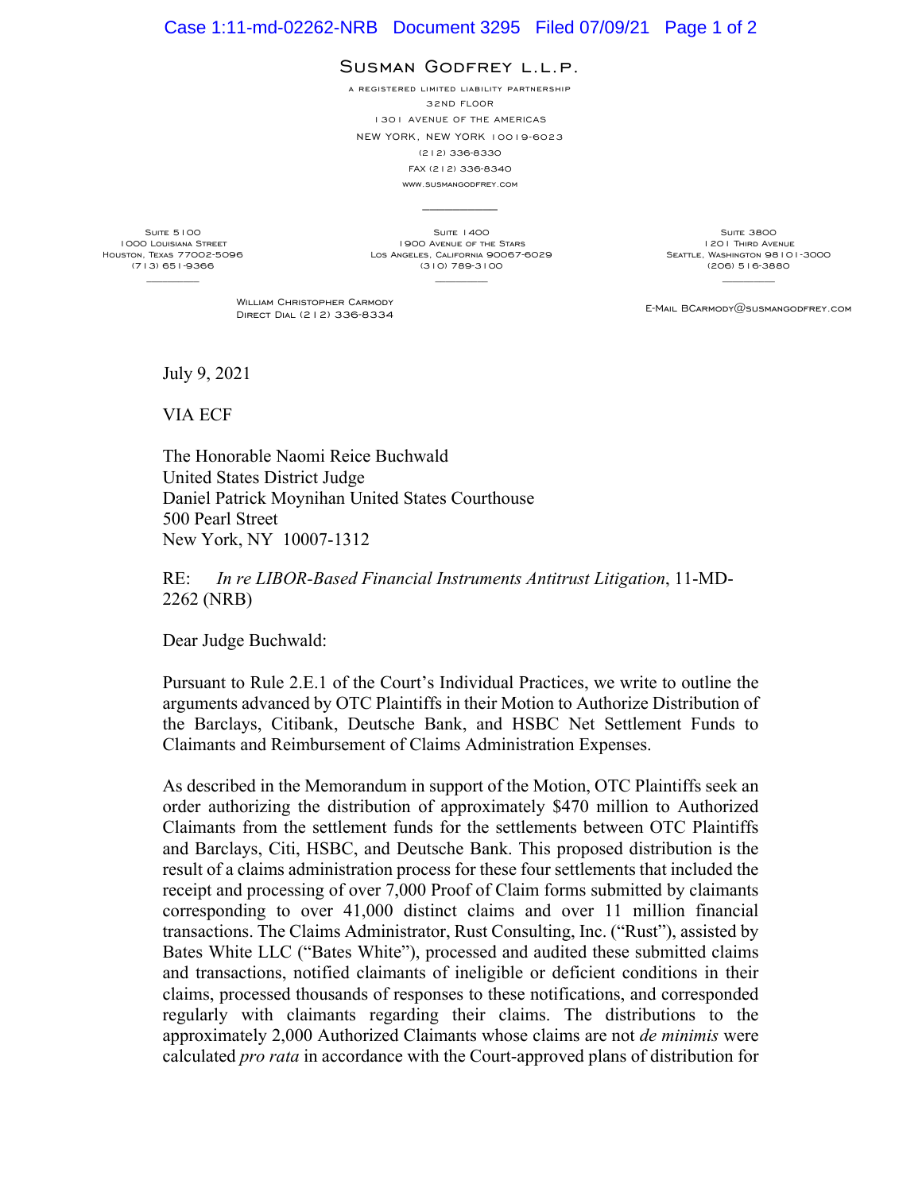SUSMAN GODFREY L.L.P.

A REGISTERED LIMITED LIABILITY PARTNERSHIP
32ND FLOOR
1301 AVENUE OF THE AMERICAS
NEW YORK, NEW YORK 10019-6023
(212) 336-8330
FAX (212) 336-8340
WWW.SUSMANGODFREY.COM

SUITE 5100
1000 LOUISIANA STREET
HOUSTON, TEXAS 77002-5096
(713) 651-9366

SUITE 1400
1900 AVENUE OF THE STARS
LOS ANGELES, CALIFORNIA 90067-6029
(310) 789-3100

SUITE 3800
1201 THIRD AVENUE
SEATTLE, WASHINGTON 98101-3000
(206) 516-3880

WILLIAM CHRISTOPHER CARMODY
DIRECT DIAL (212) 336-8334

E-MAIL BCARMODY@SUSMANGODFREY.COM

July 9, 2021

VIA ECF

The Honorable Naomi Reice Buchwald
United States District Judge
Daniel Patrick Moynihan United States Courthouse
500 Pearl Street
New York, NY 10007-1312

RE: *In re LIBOR-Based Financial Instruments Antitrust Litigation*, 11-MD-2262 (NRB)

Dear Judge Buchwald:

Pursuant to Rule 2.E.1 of the Court's Individual Practices, we write to outline the arguments advanced by OTC Plaintiffs in their Motion to Authorize Distribution of the Barclays, Citibank, Deutsche Bank, and HSBC Net Settlement Funds to Claimants and Reimbursement of Claims Administration Expenses.

As described in the Memorandum in support of the Motion, OTC Plaintiffs seek an order authorizing the distribution of approximately $470 million to Authorized Claimants from the settlement funds for the settlements between OTC Plaintiffs and Barclays, Citi, HSBC, and Deutsche Bank. This proposed distribution is the result of a claims administration process for these four settlements that included the receipt and processing of over 7,000 Proof of Claim forms submitted by claimants corresponding to over 41,000 distinct claims and over 11 million financial transactions. The Claims Administrator, Rust Consulting, Inc. ("Rust"), assisted by Bates White LLC ("Bates White"), processed and audited these submitted claims and transactions, notified claimants of ineligible or deficient conditions in their claims, processed thousands of responses to these notifications, and corresponded regularly with claimants regarding their claims. The distributions to the approximately 2,000 Authorized Claimants whose claims are not *de minimis* were calculated *pro rata* in accordance with the Court-approved plans of distribution for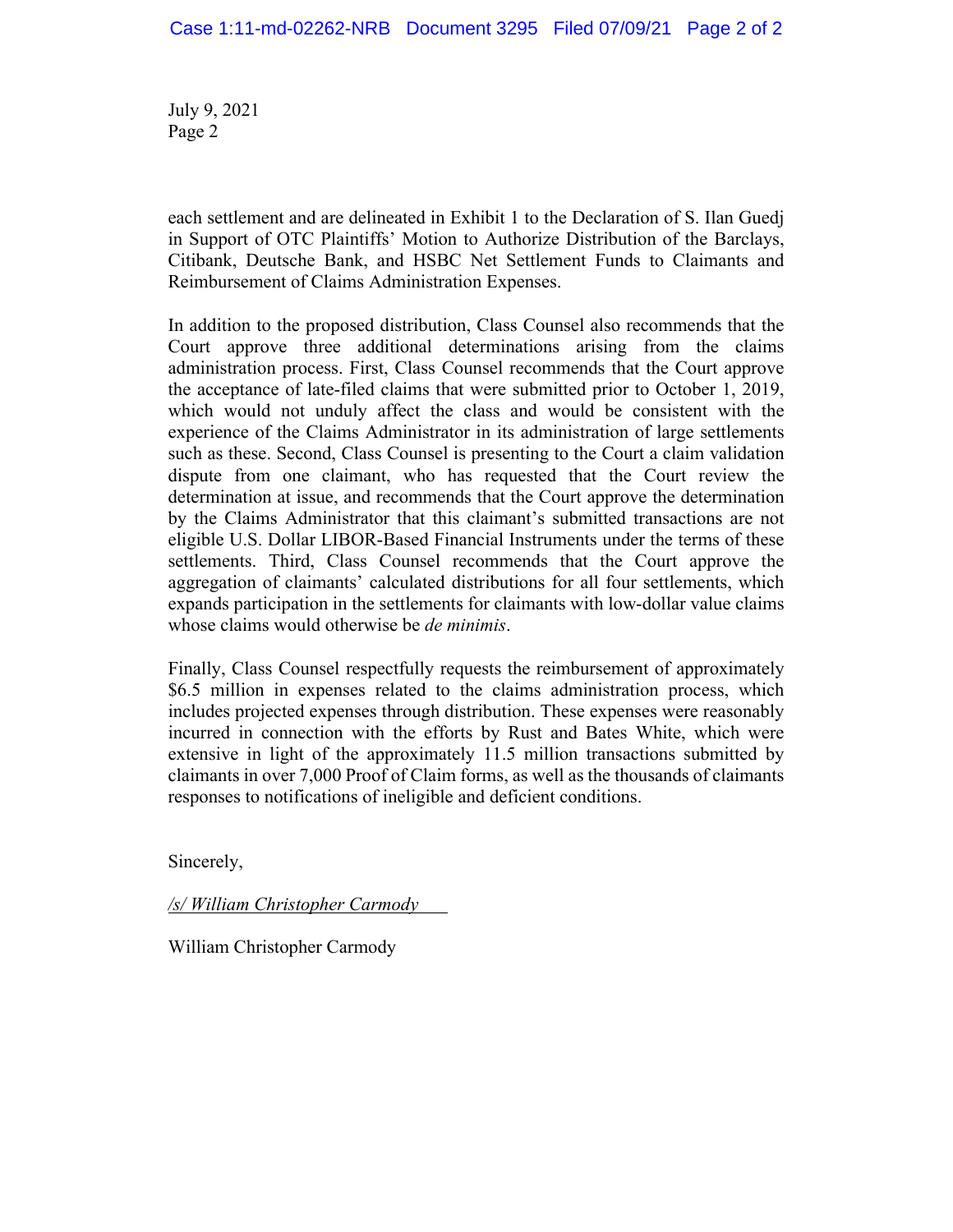July 9, 2021
Page 2

each settlement and are delineated in Exhibit 1 to the Declaration of S. Ilan Guedj in Support of OTC Plaintiffs' Motion to Authorize Distribution of the Barclays, Citibank, Deutsche Bank, and HSBC Net Settlement Funds to Claimants and Reimbursement of Claims Administration Expenses.

In addition to the proposed distribution, Class Counsel also recommends that the Court approve three additional determinations arising from the claims administration process. First, Class Counsel recommends that the Court approve the acceptance of late-filed claims that were submitted prior to October 1, 2019, which would not unduly affect the class and would be consistent with the experience of the Claims Administrator in its administration of large settlements such as these. Second, Class Counsel is presenting to the Court a claim validation dispute from one claimant, who has requested that the Court review the determination at issue, and recommends that the Court approve the determination by the Claims Administrator that this claimant's submitted transactions are not eligible U.S. Dollar LIBOR-Based Financial Instruments under the terms of these settlements. Third, Class Counsel recommends that the Court approve the aggregation of claimants' calculated distributions for all four settlements, which expands participation in the settlements for claimants with low-dollar value claims whose claims would otherwise be *de minimis*.

Finally, Class Counsel respectfully requests the reimbursement of approximately $6.5 million in expenses related to the claims administration process, which includes projected expenses through distribution. These expenses were reasonably incurred in connection with the efforts by Rust and Bates White, which were extensive in light of the approximately 11.5 million transactions submitted by claimants in over 7,000 Proof of Claim forms, as well as the thousands of claimants responses to notifications of ineligible and deficient conditions.

Sincerely,

*/s/ William Christopher Carmody*

William Christopher Carmody